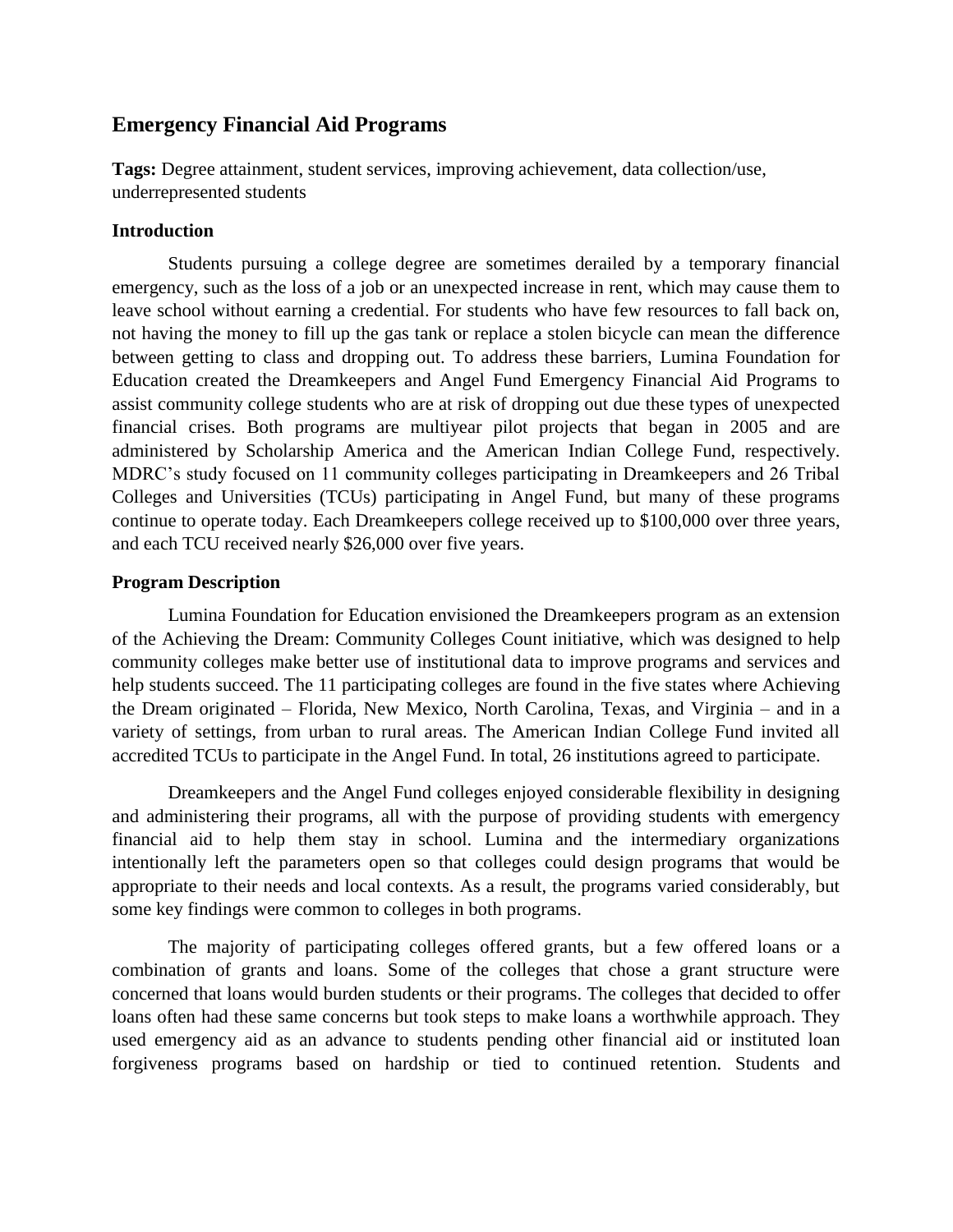# Emergency Financial Aid Programs

**Tags:** Degree attainment, student services, improving achievement, data collection/use, underrepresented students

## Introduction

Students pursuing a college degree are sometimes derailed by a temporary financial emergency, such as the loss of a job or an unexpected increase in rent, which may cause them to leave school without earning a credential. For students who have few resources to fall back on, not having the money to fill up the gas tank or replace a stolen bicycle can mean the difference between getting to class and dropping out. To address these barriers, Lumina Foundation for Education created the Dreamkeepers and Angel Fund Emergency Financial Aid Programs to assist community college students who are at risk of dropping out due these types of unexpected financial crises. Both programs are multiyear pilot projects that began in 2005 and are administered by Scholarship America and the American Indian College Fund, respectively. MDRC's study focused on 11 community colleges participating in Dreamkeepers and 26 Tribal Colleges and Universities (TCUs) participating in Angel Fund, but many of these programs continue to operate today. Each Dreamkeepers college received up to $100,000 over three years, and each TCU received nearly $26,000 over five years.

## Program Description

Lumina Foundation for Education envisioned the Dreamkeepers program as an extension of the Achieving the Dream: Community Colleges Count initiative, which was designed to help community colleges make better use of institutional data to improve programs and services and help students succeed. The 11 participating colleges are found in the five states where Achieving the Dream originated – Florida, New Mexico, North Carolina, Texas, and Virginia – and in a variety of settings, from urban to rural areas. The American Indian College Fund invited all accredited TCUs to participate in the Angel Fund. In total, 26 institutions agreed to participate.

Dreamkeepers and the Angel Fund colleges enjoyed considerable flexibility in designing and administering their programs, all with the purpose of providing students with emergency financial aid to help them stay in school. Lumina and the intermediary organizations intentionally left the parameters open so that colleges could design programs that would be appropriate to their needs and local contexts. As a result, the programs varied considerably, but some key findings were common to colleges in both programs.

The majority of participating colleges offered grants, but a few offered loans or a combination of grants and loans. Some of the colleges that chose a grant structure were concerned that loans would burden students or their programs. The colleges that decided to offer loans often had these same concerns but took steps to make loans a worthwhile approach. They used emergency aid as an advance to students pending other financial aid or instituted loan forgiveness programs based on hardship or tied to continued retention. Students and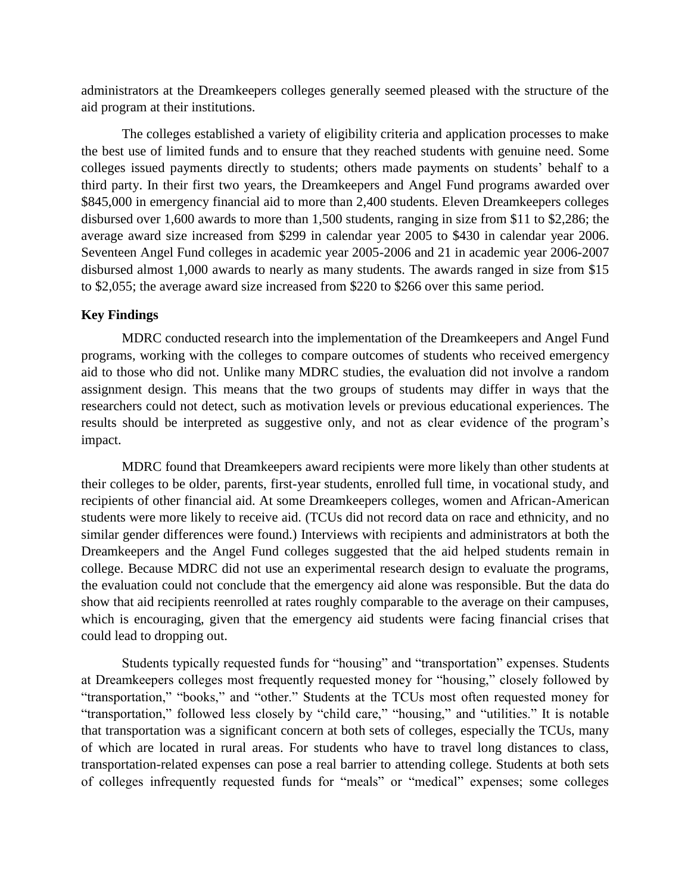administrators at the Dreamkeepers colleges generally seemed pleased with the structure of the aid program at their institutions.

The colleges established a variety of eligibility criteria and application processes to make the best use of limited funds and to ensure that they reached students with genuine need. Some colleges issued payments directly to students; others made payments on students' behalf to a third party. In their first two years, the Dreamkeepers and Angel Fund programs awarded over \$845,000 in emergency financial aid to more than 2,400 students. Eleven Dreamkeepers colleges disbursed over 1,600 awards to more than 1,500 students, ranging in size from \$11 to \$2,286; the average award size increased from \$299 in calendar year 2005 to \$430 in calendar year 2006. Seventeen Angel Fund colleges in academic year 2005-2006 and 21 in academic year 2006-2007 disbursed almost 1,000 awards to nearly as many students. The awards ranged in size from \$15 to \$2,055; the average award size increased from \$220 to \$266 over this same period.

**Key Findings**

MDRC conducted research into the implementation of the Dreamkeepers and Angel Fund programs, working with the colleges to compare outcomes of students who received emergency aid to those who did not. Unlike many MDRC studies, the evaluation did not involve a random assignment design. This means that the two groups of students may differ in ways that the researchers could not detect, such as motivation levels or previous educational experiences. The results should be interpreted as suggestive only, and not as clear evidence of the program's impact.

MDRC found that Dreamkeepers award recipients were more likely than other students at their colleges to be older, parents, first-year students, enrolled full time, in vocational study, and recipients of other financial aid. At some Dreamkeepers colleges, women and African-American students were more likely to receive aid. (TCUs did not record data on race and ethnicity, and no similar gender differences were found.) Interviews with recipients and administrators at both the Dreamkeepers and the Angel Fund colleges suggested that the aid helped students remain in college. Because MDRC did not use an experimental research design to evaluate the programs, the evaluation could not conclude that the emergency aid alone was responsible. But the data do show that aid recipients reenrolled at rates roughly comparable to the average on their campuses, which is encouraging, given that the emergency aid students were facing financial crises that could lead to dropping out.

Students typically requested funds for "housing" and "transportation" expenses. Students at Dreamkeepers colleges most frequently requested money for "housing," closely followed by "transportation," "books," and "other." Students at the TCUs most often requested money for "transportation," followed less closely by "child care," "housing," and "utilities." It is notable that transportation was a significant concern at both sets of colleges, especially the TCUs, many of which are located in rural areas. For students who have to travel long distances to class, transportation-related expenses can pose a real barrier to attending college. Students at both sets of colleges infrequently requested funds for "meals" or "medical" expenses; some colleges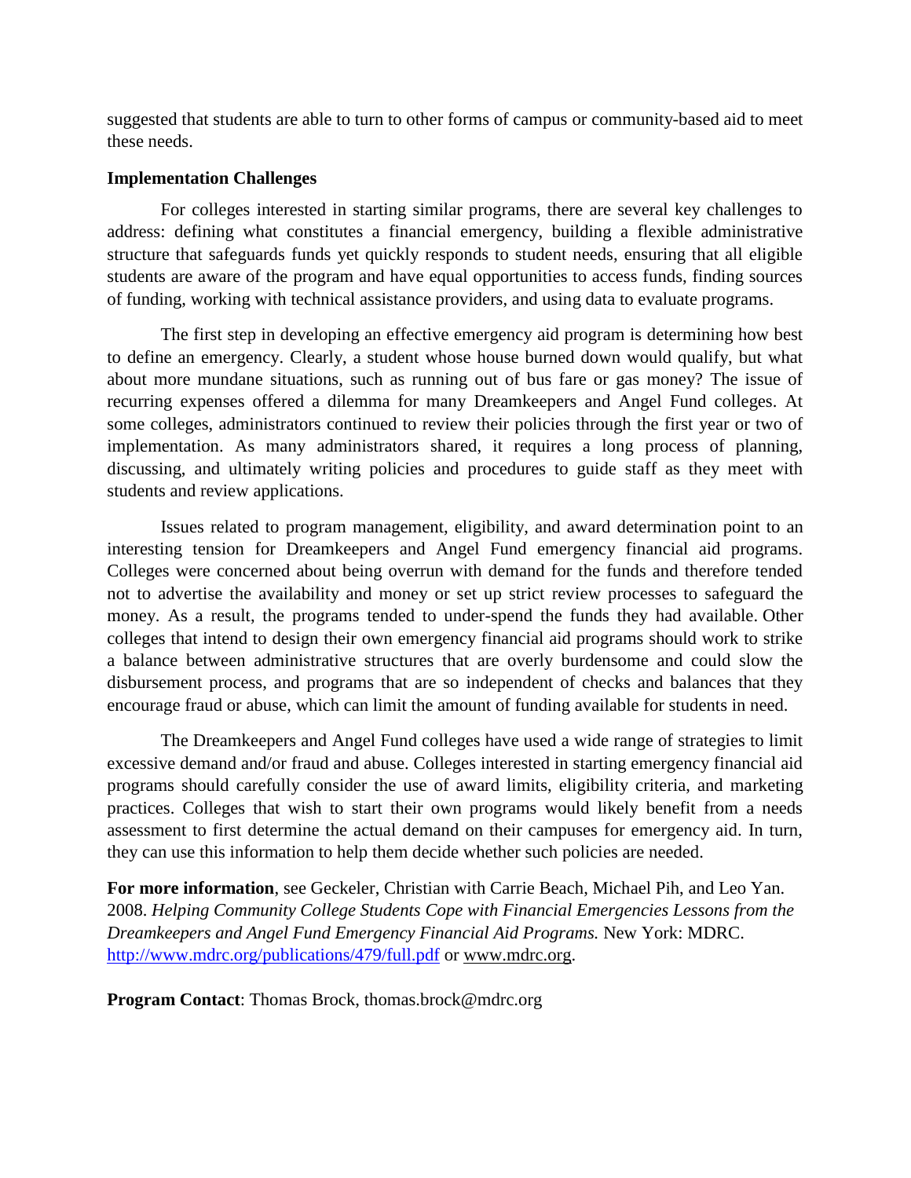suggested that students are able to turn to other forms of campus or community-based aid to meet these needs.

**Implementation Challenges**

For colleges interested in starting similar programs, there are several key challenges to address: defining what constitutes a financial emergency, building a flexible administrative structure that safeguards funds yet quickly responds to student needs, ensuring that all eligible students are aware of the program and have equal opportunities to access funds, finding sources of funding, working with technical assistance providers, and using data to evaluate programs.

The first step in developing an effective emergency aid program is determining how best to define an emergency. Clearly, a student whose house burned down would qualify, but what about more mundane situations, such as running out of bus fare or gas money? The issue of recurring expenses offered a dilemma for many Dreamkeepers and Angel Fund colleges. At some colleges, administrators continued to review their policies through the first year or two of implementation. As many administrators shared, it requires a long process of planning, discussing, and ultimately writing policies and procedures to guide staff as they meet with students and review applications.

Issues related to program management, eligibility, and award determination point to an interesting tension for Dreamkeepers and Angel Fund emergency financial aid programs. Colleges were concerned about being overrun with demand for the funds and therefore tended not to advertise the availability and money or set up strict review processes to safeguard the money. As a result, the programs tended to under-spend the funds they had available. Other colleges that intend to design their own emergency financial aid programs should work to strike a balance between administrative structures that are overly burdensome and could slow the disbursement process, and programs that are so independent of checks and balances that they encourage fraud or abuse, which can limit the amount of funding available for students in need.

The Dreamkeepers and Angel Fund colleges have used a wide range of strategies to limit excessive demand and/or fraud and abuse. Colleges interested in starting emergency financial aid programs should carefully consider the use of award limits, eligibility criteria, and marketing practices. Colleges that wish to start their own programs would likely benefit from a needs assessment to first determine the actual demand on their campuses for emergency aid. In turn, they can use this information to help them decide whether such policies are needed.

**For more information**, see Geckeler, Christian with Carrie Beach, Michael Pih, and Leo Yan. 2008. *Helping Community College Students Cope with Financial Emergencies Lessons from the Dreamkeepers and Angel Fund Emergency Financial Aid Programs.* New York: MDRC. http://www.mdrc.org/publications/479/full.pdf or www.mdrc.org.

**Program Contact**: Thomas Brock, thomas.brock@mdrc.org